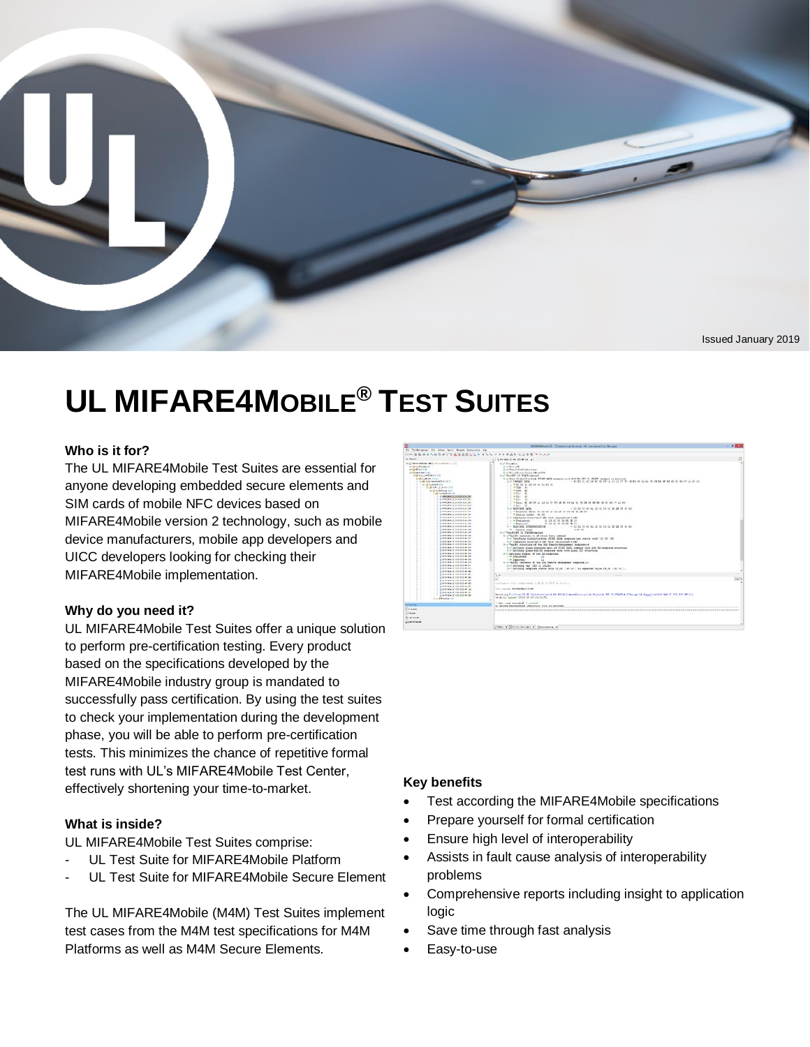Issued January 2019

# UL MIFARE4Mobile® Test Suites

### Who is it for?

The UL MIFARE4Mobile Test Suites are essential for anyone developing embedded secure elements and SIM cards of mobile NFC devices based on MIFARE4Mobile version 2 technology, such as mobile device manufacturers, mobile app developers and UICC developers looking for checking their MIFARE4Mobile implementation.

### Why do you need it?

UL MIFARE4Mobile Test Suites offer a unique solution to perform pre-certification testing. Every product based on the specifications developed by the MIFARE4Mobile industry group is mandated to successfully pass certification. By using the test suites to check your implementation during the development phase, you will be able to perform pre-certification tests. This minimizes the chance of repetitive formal test runs with UL's MIFARE4Mobile Test Center, effectively shortening your time-to-market.

### What is inside?

UL MIFARE4Mobile Test Suites comprise:

- UL Test Suite for MIFARE4Mobile Platform
- UL Test Suite for MIFARE4Mobile Secure Element

The UL MIFARE4Mobile (M4M) Test Suites implement test cases from the M4M test specifications for M4M Platforms as well as M4M Secure Elements.

### Key benefits

- Test according the MIFARE4Mobile specifications
- Prepare yourself for formal certification
- Ensure high level of interoperability
- Assists in fault cause analysis of interoperability problems
- Comprehensive reports including insight to application logic
- Save time through fast analysis
- Easy-to-use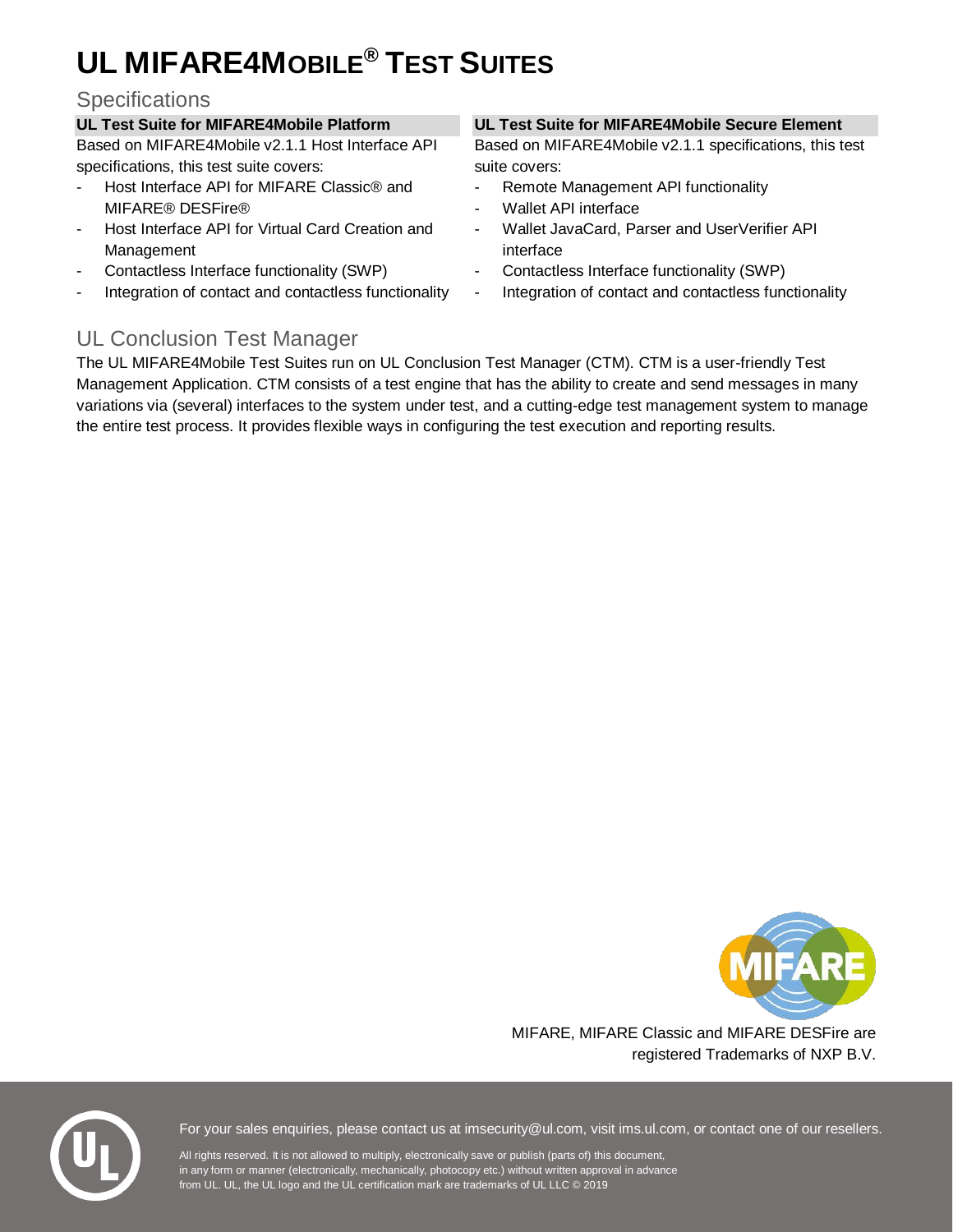# UL MIFARE4MOBILE® TEST SUITES

## Specifications

**UL Test Suite for MIFARE4Mobile Platform**

Based on MIFARE4Mobile v2.1.1 Host Interface API specifications, this test suite covers:

- Host Interface API for MIFARE Classic® and MIFARE® DESFire®
- Host Interface API for Virtual Card Creation and Management
- Contactless Interface functionality (SWP)
- Integration of contact and contactless functionality

**UL Test Suite for MIFARE4Mobile Secure Element**

Based on MIFARE4Mobile v2.1.1 specifications, this test suite covers:

- Remote Management API functionality
- Wallet API interface
- Wallet JavaCard, Parser and UserVerifier API interface
- Contactless Interface functionality (SWP)
- Integration of contact and contactless functionality

## UL Conclusion Test Manager

The UL MIFARE4Mobile Test Suites run on UL Conclusion Test Manager (CTM). CTM is a user-friendly Test Management Application. CTM consists of a test engine that has the ability to create and send messages in many variations via (several) interfaces to the system under test, and a cutting-edge test management system to manage the entire test process. It provides flexible ways in configuring the test execution and reporting results.

MIFARE, MIFARE Classic and MIFARE DESFire are registered Trademarks of NXP B.V.

For your sales enquiries, please contact us at imsecurity@ul.com, visit ims.ul.com, or contact one of our resellers.

All rights reserved. It is not allowed to multiply, electronically save or publish (parts of) this document, in any form or manner (electronically, mechanically, photocopy etc.) without written approval in advance from UL. UL, the UL logo and the UL certification mark are trademarks of UL LLC © 2019